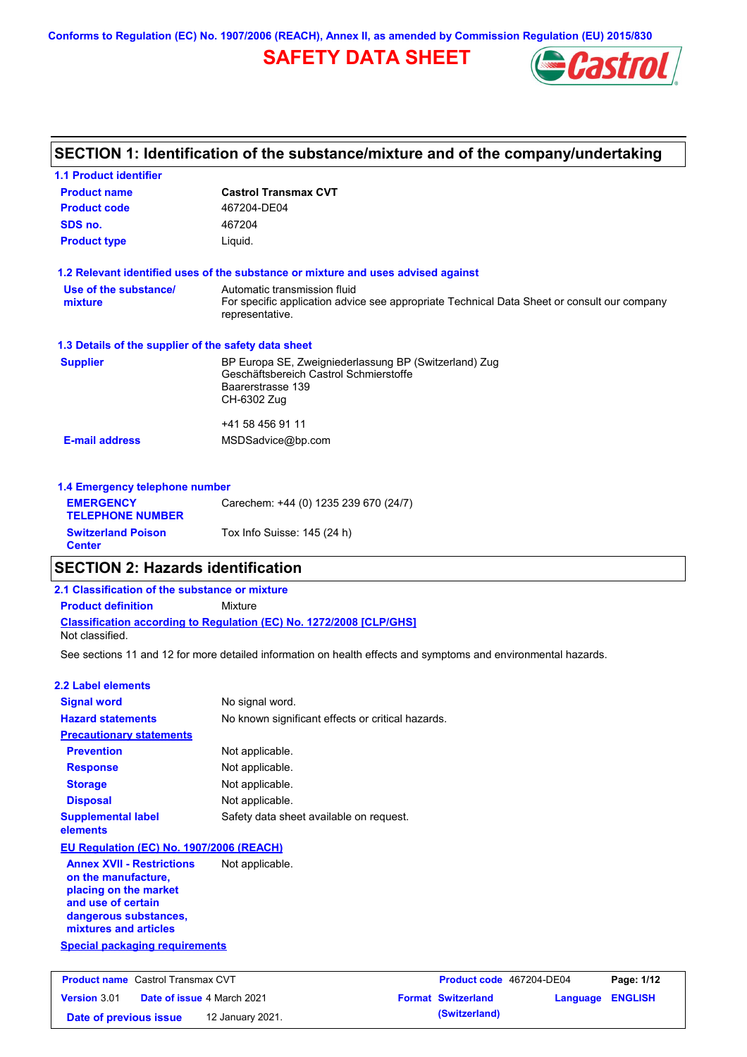Conforms to Regulation (EC) No. 1907/2006 (REACH), Annex II, as amended by Commission Regulation (EU) 2015/830

# SAFETY DATA SHEET

## SECTION 1: Identification of the substance/mixture and of the company/undertaking

### 1.1 Product identifier

| | |
|---|---|
| **Product name** | **Castrol Transmax CVT** |
| **Product code** | 467204-DE04 |
| **SDS no.** | 467204 |
| **Product type** | Liquid. |

### 1.2 Relevant identified uses of the substance or mixture and uses advised against

| | |
|---|---|
| **Use of the substance/ mixture** | Automatic transmission fluid<br>For specific application advice see appropriate Technical Data Sheet or consult our company representative. |

### 1.3 Details of the supplier of the safety data sheet

| | |
|---|---|
| **Supplier** | BP Europa SE, Zweigniederlassung BP (Switzerland) Zug<br>Geschäftsbereich Castrol Schmierstoffe<br>Baarerstrasse 139<br>CH-6302 Zug<br><br>+41 58 456 91 11 |
| **E-mail address** | MSDSadvice@bp.com |

### 1.4 Emergency telephone number

| | |
|---|---|
| **EMERGENCY TELEPHONE NUMBER** | Carechem: +44 (0) 1235 239 670 (24/7) |
| **Switzerland Poison Center** | Tox Info Suisse: 145 (24 h) |

## SECTION 2: Hazards identification

### 2.1 Classification of the substance or mixture

**Product definition** Mixture

**Classification according to Regulation (EC) No. 1272/2008 [CLP/GHS]**

Not classified.

See sections 11 and 12 for more detailed information on health effects and symptoms and environmental hazards.

### 2.2 Label elements

| | |
|---|---|
| **Signal word** | No signal word. |
| **Hazard statements** | No known significant effects or critical hazards. |
| **Precautionary statements** | |
| **Prevention** | Not applicable. |
| **Response** | Not applicable. |
| **Storage** | Not applicable. |
| **Disposal** | Not applicable. |
| **Supplemental label elements** | Safety data sheet available on request. |

**EU Regulation (EC) No. 1907/2006 (REACH)**

| | |
|---|---|
| **Annex XVII - Restrictions on the manufacture, placing on the market and use of certain dangerous substances, mixtures and articles** | Not applicable. |

**Special packaging requirements**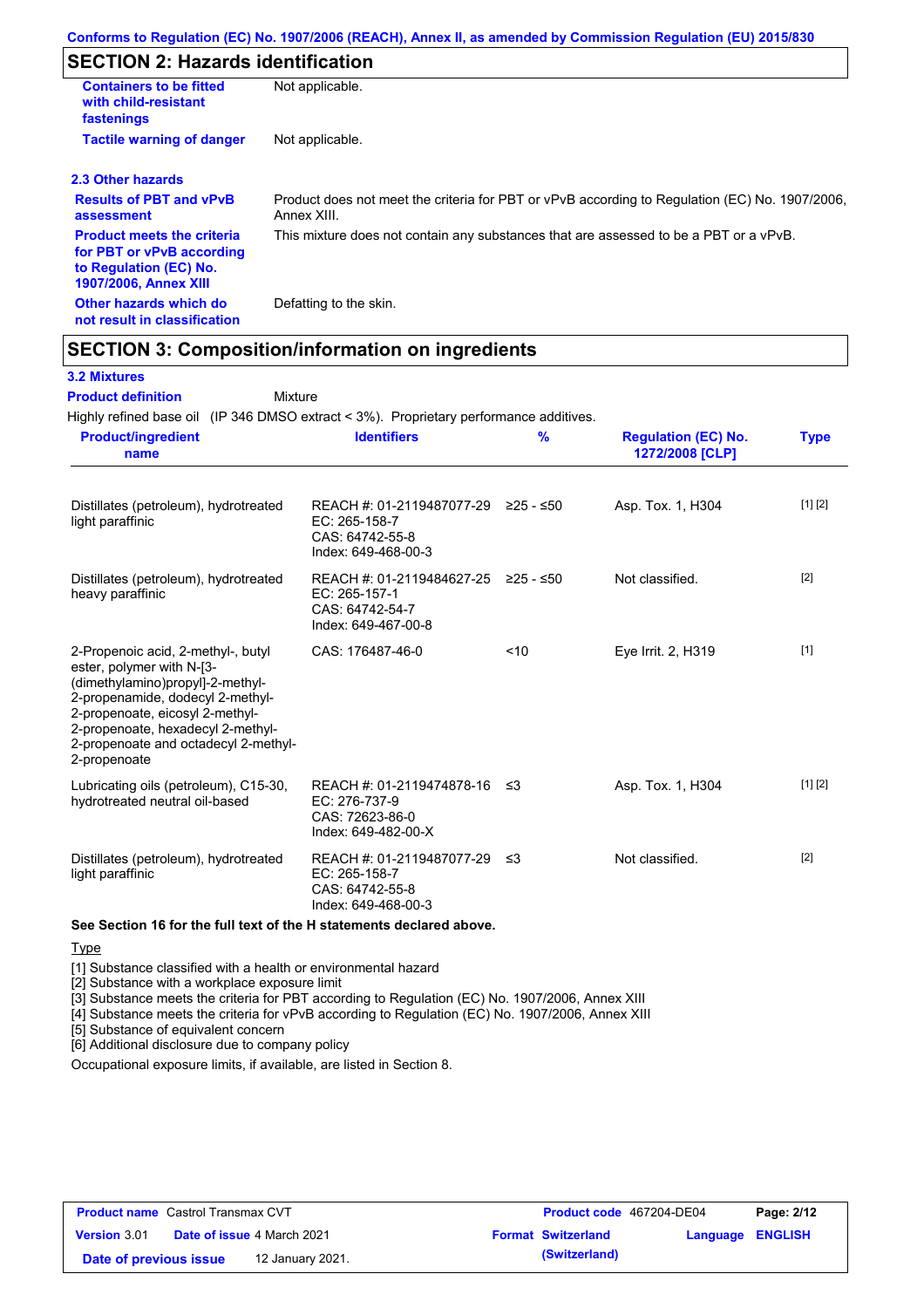## SECTION 2: Hazards identification

| | |
|---|---|
| **Containers to be fitted with child-resistant fastenings** | Not applicable. |
| **Tactile warning of danger** | Not applicable. |

### 2.3 Other hazards

| | |
|---|---|
| **Results of PBT and vPvB assessment** | Product does not meet the criteria for PBT or vPvB according to Regulation (EC) No. 1907/2006, Annex XIII. |
| **Product meets the criteria for PBT or vPvB according to Regulation (EC) No. 1907/2006, Annex XIII** | This mixture does not contain any substances that are assessed to be a PBT or a vPvB. |
| **Other hazards which do not result in classification** | Defatting to the skin. |

## SECTION 3: Composition/information on ingredients

### 3.2 Mixtures

**Product definition** Mixture

Highly refined base oil (IP 346 DMSO extract < 3%). Proprietary performance additives.

| Product/ingredient name | Identifiers | % | Regulation (EC) No. 1272/2008 [CLP] | Type |
|---|---|---|---|---|
| Distillates (petroleum), hydrotreated light paraffinic | REACH #: 01-2119487077-29<br>EC: 265-158-7<br>CAS: 64742-55-8<br>Index: 649-468-00-3 | ≥25 - ≤50 | Asp. Tox. 1, H304 | [1] [2] |
| Distillates (petroleum), hydrotreated heavy paraffinic | REACH #: 01-2119484627-25<br>EC: 265-157-1<br>CAS: 64742-54-7<br>Index: 649-467-00-8 | ≥25 - ≤50 | Not classified. | [2] |
| 2-Propenoic acid, 2-methyl-, butyl ester, polymer with N-[3-(dimethylamino)propyl]-2-methyl-2-propenamide, dodecyl 2-methyl-2-propenoate, eicosyl 2-methyl-2-propenoate, hexadecyl 2-methyl-2-propenoate and octadecyl 2-methyl-2-propenoate | CAS: 176487-46-0 | <10 | Eye Irrit. 2, H319 | [1] |
| Lubricating oils (petroleum), C15-30, hydrotreated neutral oil-based | REACH #: 01-2119474878-16<br>EC: 276-737-9<br>CAS: 72623-86-0<br>Index: 649-482-00-X | ≤3 | Asp. Tox. 1, H304 | [1] [2] |
| Distillates (petroleum), hydrotreated light paraffinic | REACH #: 01-2119487077-29<br>EC: 265-158-7<br>CAS: 64742-55-8<br>Index: 649-468-00-3 | ≤3 | Not classified. | [2] |

**See Section 16 for the full text of the H statements declared above.**

Type

[1] Substance classified with a health or environmental hazard
[2] Substance with a workplace exposure limit
[3] Substance meets the criteria for PBT according to Regulation (EC) No. 1907/2006, Annex XIII
[4] Substance meets the criteria for vPvB according to Regulation (EC) No. 1907/2006, Annex XIII
[5] Substance of equivalent concern
[6] Additional disclosure due to company policy

Occupational exposure limits, if available, are listed in Section 8.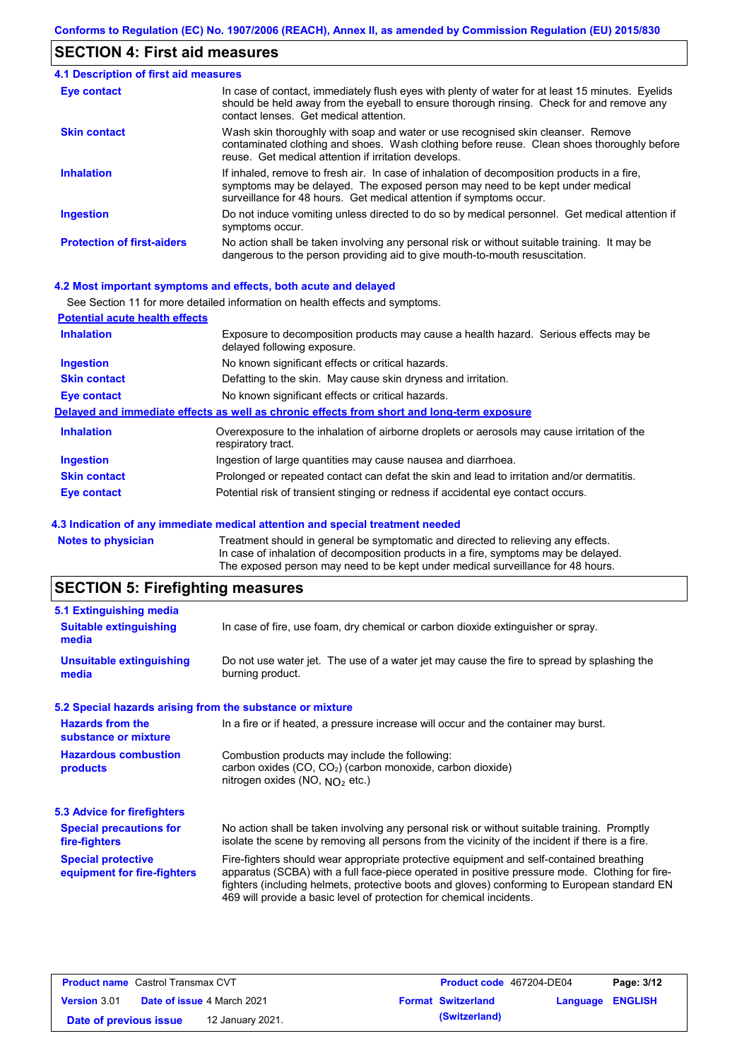## SECTION 4: First aid measures

### 4.1 Description of first aid measures

| | |
|---|---|
| **Eye contact** | In case of contact, immediately flush eyes with plenty of water for at least 15 minutes. Eyelids should be held away from the eyeball to ensure thorough rinsing. Check for and remove any contact lenses. Get medical attention. |
| **Skin contact** | Wash skin thoroughly with soap and water or use recognised skin cleanser. Remove contaminated clothing and shoes. Wash clothing before reuse. Clean shoes thoroughly before reuse. Get medical attention if irritation develops. |
| **Inhalation** | If inhaled, remove to fresh air. In case of inhalation of decomposition products in a fire, symptoms may be delayed. The exposed person may need to be kept under medical surveillance for 48 hours. Get medical attention if symptoms occur. |
| **Ingestion** | Do not induce vomiting unless directed to do so by medical personnel. Get medical attention if symptoms occur. |
| **Protection of first-aiders** | No action shall be taken involving any personal risk or without suitable training. It may be dangerous to the person providing aid to give mouth-to-mouth resuscitation. |

### 4.2 Most important symptoms and effects, both acute and delayed

See Section 11 for more detailed information on health effects and symptoms.

**Potential acute health effects**

| | |
|---|---|
| **Inhalation** | Exposure to decomposition products may cause a health hazard. Serious effects may be delayed following exposure. |
| **Ingestion** | No known significant effects or critical hazards. |
| **Skin contact** | Defatting to the skin. May cause skin dryness and irritation. |
| **Eye contact** | No known significant effects or critical hazards. |

**Delayed and immediate effects as well as chronic effects from short and long-term exposure**

| | |
|---|---|
| **Inhalation** | Overexposure to the inhalation of airborne droplets or aerosols may cause irritation of the respiratory tract. |
| **Ingestion** | Ingestion of large quantities may cause nausea and diarrhoea. |
| **Skin contact** | Prolonged or repeated contact can defat the skin and lead to irritation and/or dermatitis. |
| **Eye contact** | Potential risk of transient stinging or redness if accidental eye contact occurs. |

### 4.3 Indication of any immediate medical attention and special treatment needed

| | |
|---|---|
| **Notes to physician** | Treatment should in general be symptomatic and directed to relieving any effects. In case of inhalation of decomposition products in a fire, symptoms may be delayed. The exposed person may need to be kept under medical surveillance for 48 hours. |

## SECTION 5: Firefighting measures

### 5.1 Extinguishing media

| | |
|---|---|
| **Suitable extinguishing media** | In case of fire, use foam, dry chemical or carbon dioxide extinguisher or spray. |
| **Unsuitable extinguishing media** | Do not use water jet. The use of a water jet may cause the fire to spread by splashing the burning product. |

### 5.2 Special hazards arising from the substance or mixture

| | |
|---|---|
| **Hazards from the substance or mixture** | In a fire or if heated, a pressure increase will occur and the container may burst. |
| **Hazardous combustion products** | Combustion products may include the following: carbon oxides (CO, $CO_2$) (carbon monoxide, carbon dioxide) nitrogen oxides (NO, $NO_2$ etc.) |

### 5.3 Advice for firefighters

| | |
|---|---|
| **Special precautions for fire-fighters** | No action shall be taken involving any personal risk or without suitable training. Promptly isolate the scene by removing all persons from the vicinity of the incident if there is a fire. |
| **Special protective equipment for fire-fighters** | Fire-fighters should wear appropriate protective equipment and self-contained breathing apparatus (SCBA) with a full face-piece operated in positive pressure mode. Clothing for fire-fighters (including helmets, protective boots and gloves) conforming to European standard EN 469 will provide a basic level of protection for chemical incidents. |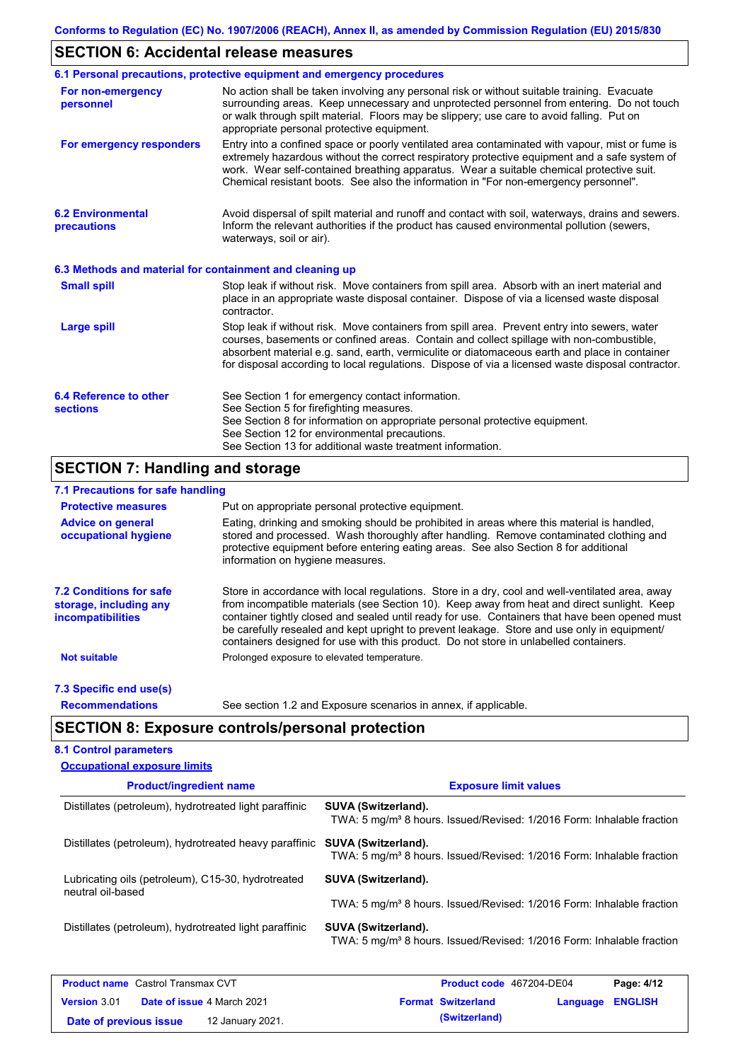## SECTION 6: Accidental release measures

### 6.1 Personal precautions, protective equipment and emergency procedures

**For non-emergency personnel**
No action shall be taken involving any personal risk or without suitable training. Evacuate surrounding areas. Keep unnecessary and unprotected personnel from entering. Do not touch or walk through spilt material. Floors may be slippery; use care to avoid falling. Put on appropriate personal protective equipment.

**For emergency responders**
Entry into a confined space or poorly ventilated area contaminated with vapour, mist or fume is extremely hazardous without the correct respiratory protective equipment and a safe system of work. Wear self-contained breathing apparatus. Wear a suitable chemical protective suit. Chemical resistant boots. See also the information in "For non-emergency personnel".

### 6.2 Environmental precautions

Avoid dispersal of spilt material and runoff and contact with soil, waterways, drains and sewers. Inform the relevant authorities if the product has caused environmental pollution (sewers, waterways, soil or air).

### 6.3 Methods and material for containment and cleaning up

**Small spill**
Stop leak if without risk. Move containers from spill area. Absorb with an inert material and place in an appropriate waste disposal container. Dispose of via a licensed waste disposal contractor.

**Large spill**
Stop leak if without risk. Move containers from spill area. Prevent entry into sewers, water courses, basements or confined areas. Contain and collect spillage with non-combustible, absorbent material e.g. sand, earth, vermiculite or diatomaceous earth and place in container for disposal according to local regulations. Dispose of via a licensed waste disposal contractor.

### 6.4 Reference to other sections

See Section 1 for emergency contact information.
See Section 5 for firefighting measures.
See Section 8 for information on appropriate personal protective equipment.
See Section 12 for environmental precautions.
See Section 13 for additional waste treatment information.

## SECTION 7: Handling and storage

### 7.1 Precautions for safe handling

**Protective measures**
Put on appropriate personal protective equipment.

**Advice on general occupational hygiene**
Eating, drinking and smoking should be prohibited in areas where this material is handled, stored and processed. Wash thoroughly after handling. Remove contaminated clothing and protective equipment before entering eating areas. See also Section 8 for additional information on hygiene measures.

### 7.2 Conditions for safe storage, including any incompatibilities

Store in accordance with local regulations. Store in a dry, cool and well-ventilated area, away from incompatible materials (see Section 10). Keep away from heat and direct sunlight. Keep container tightly closed and sealed until ready for use. Containers that have been opened must be carefully resealed and kept upright to prevent leakage. Store and use only in equipment/ containers designed for use with this product. Do not store in unlabelled containers.

**Not suitable**
Prolonged exposure to elevated temperature.

### 7.3 Specific end use(s)

**Recommendations**
See section 1.2 and Exposure scenarios in annex, if applicable.

## SECTION 8: Exposure controls/personal protection

### 8.1 Control parameters

**Occupational exposure limits**

| Product/ingredient name | Exposure limit values |
|---|---|
| Distillates (petroleum), hydrotreated light paraffinic | **SUVA (Switzerland).** TWA: 5 mg/m³ 8 hours. Issued/Revised: 1/2016 Form: Inhalable fraction |
| Distillates (petroleum), hydrotreated heavy paraffinic | **SUVA (Switzerland).** TWA: 5 mg/m³ 8 hours. Issued/Revised: 1/2016 Form: Inhalable fraction |
| Lubricating oils (petroleum), C15-30, hydrotreated neutral oil-based | **SUVA (Switzerland).** TWA: 5 mg/m³ 8 hours. Issued/Revised: 1/2016 Form: Inhalable fraction |
| Distillates (petroleum), hydrotreated light paraffinic | **SUVA (Switzerland).** TWA: 5 mg/m³ 8 hours. Issued/Revised: 1/2016 Form: Inhalable fraction |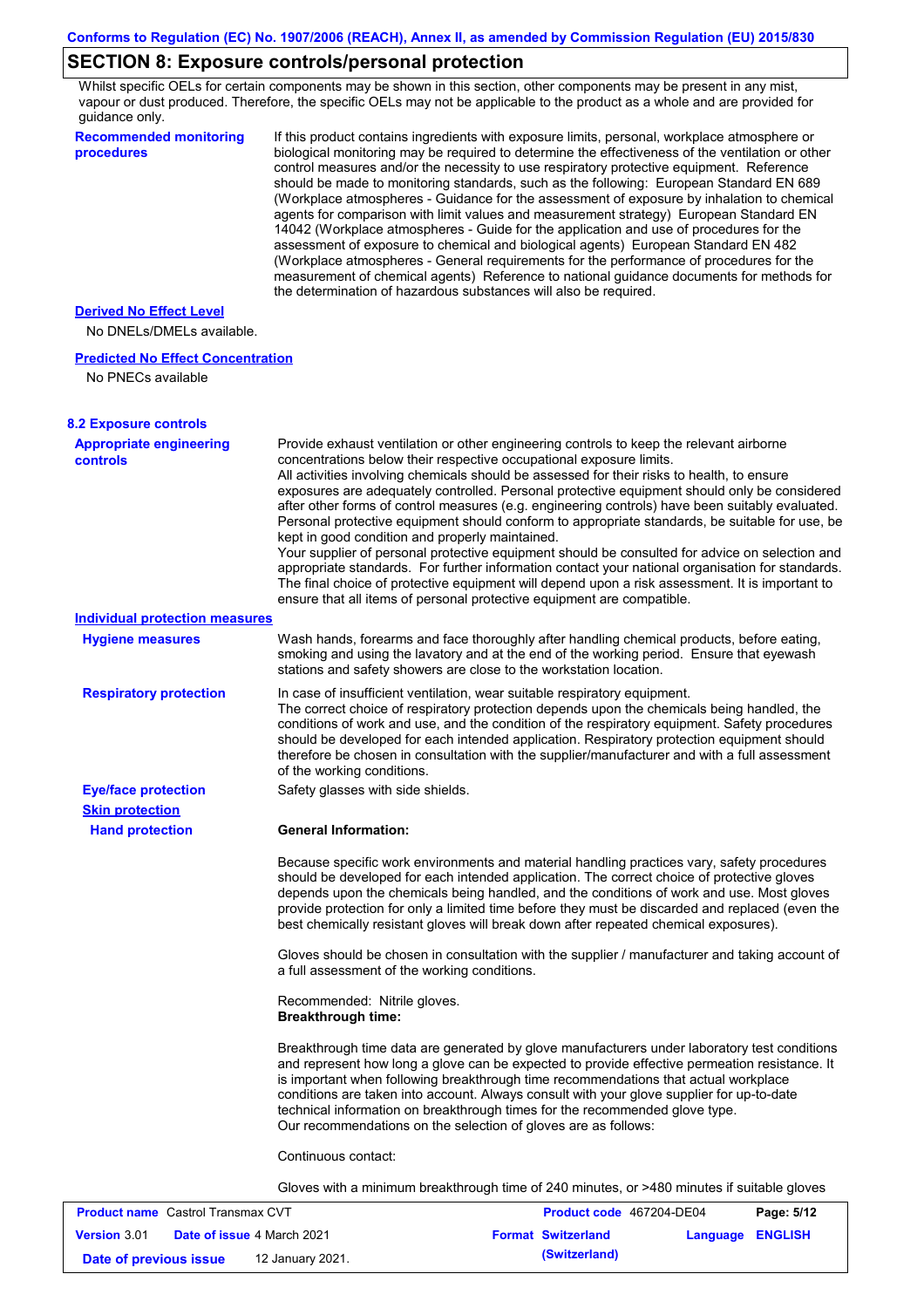## SECTION 8: Exposure controls/personal protection

Whilst specific OELs for certain components may be shown in this section, other components may be present in any mist, vapour or dust produced. Therefore, the specific OELs may not be applicable to the product as a whole and are provided for guidance only.

**Recommended monitoring procedures**

If this product contains ingredients with exposure limits, personal, workplace atmosphere or biological monitoring may be required to determine the effectiveness of the ventilation or other control measures and/or the necessity to use respiratory protective equipment. Reference should be made to monitoring standards, such as the following: European Standard EN 689 (Workplace atmospheres - Guidance for the assessment of exposure by inhalation to chemical agents for comparison with limit values and measurement strategy) European Standard EN 14042 (Workplace atmospheres - Guide for the application and use of procedures for the assessment of exposure to chemical and biological agents) European Standard EN 482 (Workplace atmospheres - General requirements for the performance of procedures for the measurement of chemical agents) Reference to national guidance documents for methods for the determination of hazardous substances will also be required.

**Derived No Effect Level**

No DNELs/DMELs available.

**Predicted No Effect Concentration**

No PNECs available

### 8.2 Exposure controls

**Appropriate engineering controls**

Provide exhaust ventilation or other engineering controls to keep the relevant airborne concentrations below their respective occupational exposure limits.
All activities involving chemicals should be assessed for their risks to health, to ensure exposures are adequately controlled. Personal protective equipment should only be considered after other forms of control measures (e.g. engineering controls) have been suitably evaluated. Personal protective equipment should conform to appropriate standards, be suitable for use, be kept in good condition and properly maintained.
Your supplier of personal protective equipment should be consulted for advice on selection and appropriate standards. For further information contact your national organisation for standards. The final choice of protective equipment will depend upon a risk assessment. It is important to ensure that all items of personal protective equipment are compatible.

**Individual protection measures**

**Hygiene measures**

Wash hands, forearms and face thoroughly after handling chemical products, before eating, smoking and using the lavatory and at the end of the working period. Ensure that eyewash stations and safety showers are close to the workstation location.

**Respiratory protection**

In case of insufficient ventilation, wear suitable respiratory equipment.
The correct choice of respiratory protection depends upon the chemicals being handled, the conditions of work and use, and the condition of the respiratory equipment. Safety procedures should be developed for each intended application. Respiratory protection equipment should therefore be chosen in consultation with the supplier/manufacturer and with a full assessment of the working conditions.

**Eye/face protection**

Safety glasses with side shields.

**Skin protection**

**Hand protection**

**General Information:**

Because specific work environments and material handling practices vary, safety procedures should be developed for each intended application. The correct choice of protective gloves depends upon the chemicals being handled, and the conditions of work and use. Most gloves provide protection for only a limited time before they must be discarded and replaced (even the best chemically resistant gloves will break down after repeated chemical exposures).

Gloves should be chosen in consultation with the supplier / manufacturer and taking account of a full assessment of the working conditions.

Recommended: Nitrile gloves.
**Breakthrough time:**

Breakthrough time data are generated by glove manufacturers under laboratory test conditions and represent how long a glove can be expected to provide effective permeation resistance. It is important when following breakthrough time recommendations that actual workplace conditions are taken into account. Always consult with your glove supplier for up-to-date technical information on breakthrough times for the recommended glove type.
Our recommendations on the selection of gloves are as follows:

Continuous contact:

Gloves with a minimum breakthrough time of 240 minutes, or >480 minutes if suitable gloves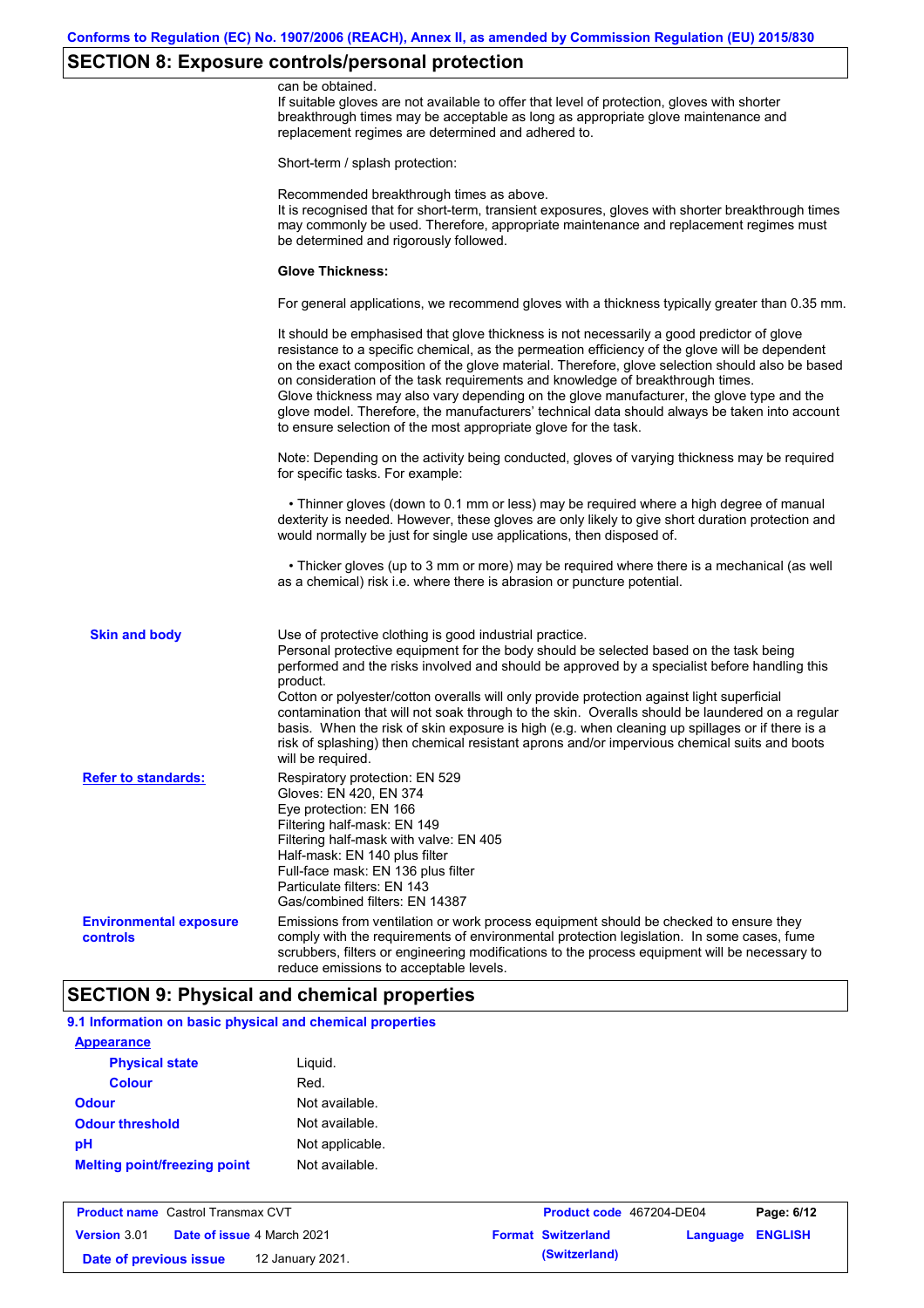## SECTION 8: Exposure controls/personal protection

can be obtained.
If suitable gloves are not available to offer that level of protection, gloves with shorter breakthrough times may be acceptable as long as appropriate glove maintenance and replacement regimes are determined and adhered to.

Short-term / splash protection:

Recommended breakthrough times as above.
It is recognised that for short-term, transient exposures, gloves with shorter breakthrough times may commonly be used. Therefore, appropriate maintenance and replacement regimes must be determined and rigorously followed.

**Glove Thickness:**

For general applications, we recommend gloves with a thickness typically greater than 0.35 mm.

It should be emphasised that glove thickness is not necessarily a good predictor of glove resistance to a specific chemical, as the permeation efficiency of the glove will be dependent on the exact composition of the glove material. Therefore, glove selection should also be based on consideration of the task requirements and knowledge of breakthrough times.
Glove thickness may also vary depending on the glove manufacturer, the glove type and the glove model. Therefore, the manufacturers' technical data should always be taken into account to ensure selection of the most appropriate glove for the task.

Note: Depending on the activity being conducted, gloves of varying thickness may be required for specific tasks. For example:

- Thinner gloves (down to 0.1 mm or less) may be required where a high degree of manual dexterity is needed. However, these gloves are only likely to give short duration protection and would normally be just for single use applications, then disposed of.

- Thicker gloves (up to 3 mm or more) may be required where there is a mechanical (as well as a chemical) risk i.e. where there is abrasion or puncture potential.

**Skin and body**

Use of protective clothing is good industrial practice.
Personal protective equipment for the body should be selected based on the task being performed and the risks involved and should be approved by a specialist before handling this product.
Cotton or polyester/cotton overalls will only provide protection against light superficial contamination that will not soak through to the skin. Overalls should be laundered on a regular basis. When the risk of skin exposure is high (e.g. when cleaning up spillages or if there is a risk of splashing) then chemical resistant aprons and/or impervious chemical suits and boots will be required.

**Refer to standards:**

Respiratory protection: EN 529
Gloves: EN 420, EN 374
Eye protection: EN 166
Filtering half-mask: EN 149
Filtering half-mask with valve: EN 405
Half-mask: EN 140 plus filter
Full-face mask: EN 136 plus filter
Particulate filters: EN 143
Gas/combined filters: EN 14387

**Environmental exposure controls**

Emissions from ventilation or work process equipment should be checked to ensure they comply with the requirements of environmental protection legislation. In some cases, fume scrubbers, filters or engineering modifications to the process equipment will be necessary to reduce emissions to acceptable levels.

## SECTION 9: Physical and chemical properties

### 9.1 Information on basic physical and chemical properties

**Appearance**

| | |
|---|---|
| **Physical state** | Liquid. |
| **Colour** | Red. |
| **Odour** | Not available. |
| **Odour threshold** | Not available. |
| **pH** | Not applicable. |
| **Melting point/freezing point** | Not available. |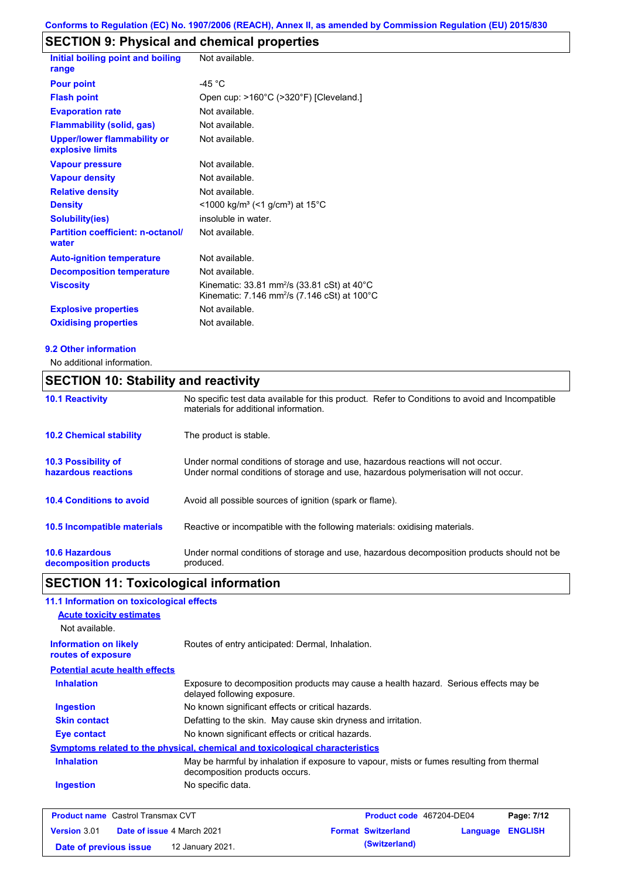## SECTION 9: Physical and chemical properties

| | |
|---|---|
| **Initial boiling point and boiling range** | Not available. |
| **Pour point** | -45 °C |
| **Flash point** | Open cup: >160°C (>320°F) [Cleveland.] |
| **Evaporation rate** | Not available. |
| **Flammability (solid, gas)** | Not available. |
| **Upper/lower flammability or explosive limits** | Not available. |
| **Vapour pressure** | Not available. |
| **Vapour density** | Not available. |
| **Relative density** | Not available. |
| **Density** | <1000 kg/m³ (<1 g/cm³) at 15°C |
| **Solubility(ies)** | insoluble in water. |
| **Partition coefficient: n-octanol/ water** | Not available. |
| **Auto-ignition temperature** | Not available. |
| **Decomposition temperature** | Not available. |
| **Viscosity** | Kinematic: 33.81 $mm^2/s$ (33.81 cSt) at 40°C<br>Kinematic: 7.146 $mm^2/s$ (7.146 cSt) at 100°C |
| **Explosive properties** | Not available. |
| **Oxidising properties** | Not available. |

### 9.2 Other information

No additional information.

## SECTION 10: Stability and reactivity

| | |
|---|---|
| **10.1 Reactivity** | No specific test data available for this product. Refer to Conditions to avoid and Incompatible materials for additional information. |
| **10.2 Chemical stability** | The product is stable. |
| **10.3 Possibility of hazardous reactions** | Under normal conditions of storage and use, hazardous reactions will not occur.<br>Under normal conditions of storage and use, hazardous polymerisation will not occur. |
| **10.4 Conditions to avoid** | Avoid all possible sources of ignition (spark or flame). |
| **10.5 Incompatible materials** | Reactive or incompatible with the following materials: oxidising materials. |
| **10.6 Hazardous decomposition products** | Under normal conditions of storage and use, hazardous decomposition products should not be produced. |

## SECTION 11: Toxicological information

### 11.1 Information on toxicological effects

**Acute toxicity estimates**

Not available.

**Information on likely routes of exposure**: Routes of entry anticipated: Dermal, Inhalation.

**Potential acute health effects**

| | |
|---|---|
| **Inhalation** | Exposure to decomposition products may cause a health hazard. Serious effects may be delayed following exposure. |
| **Ingestion** | No known significant effects or critical hazards. |
| **Skin contact** | Defatting to the skin. May cause skin dryness and irritation. |
| **Eye contact** | No known significant effects or critical hazards. |

**Symptoms related to the physical, chemical and toxicological characteristics**

| | |
|---|---|
| **Inhalation** | May be harmful by inhalation if exposure to vapour, mists or fumes resulting from thermal decomposition products occurs. |
| **Ingestion** | No specific data. |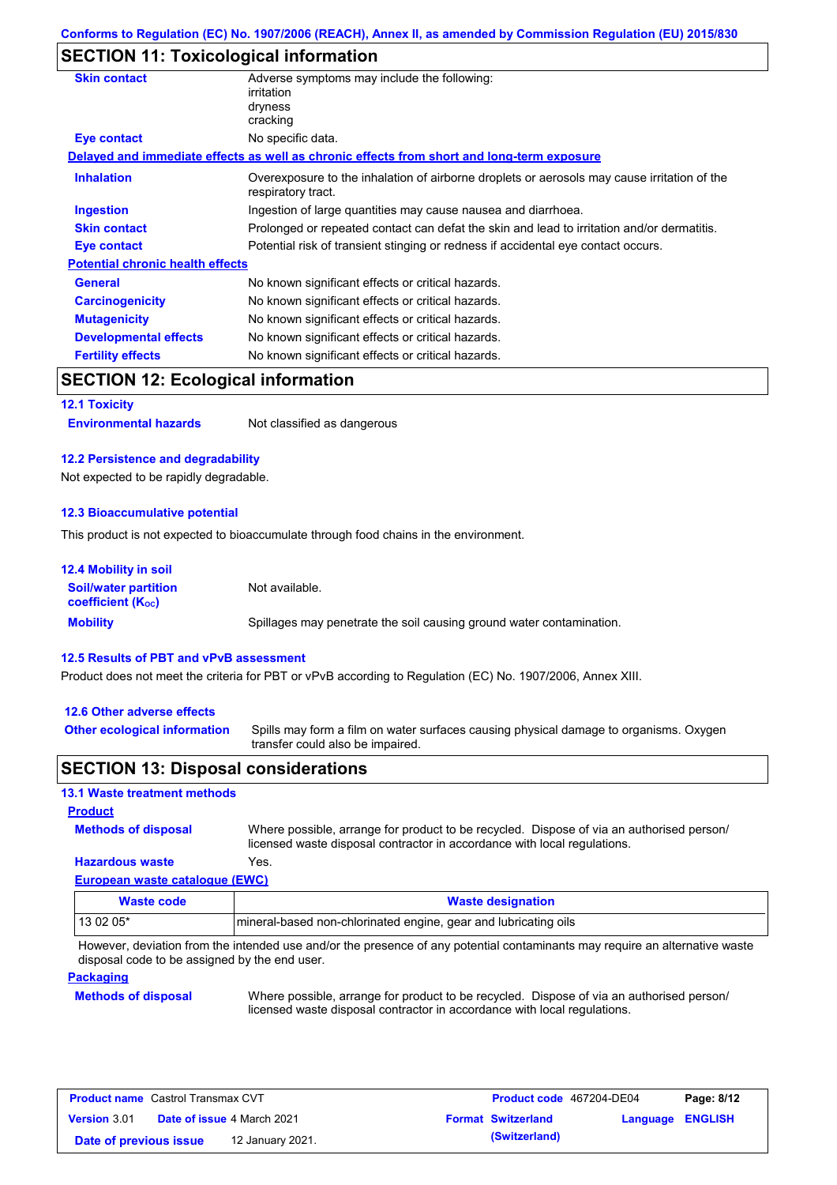Conforms to Regulation (EC) No. 1907/2006 (REACH), Annex II, as amended by Commission Regulation (EU) 2015/830

## SECTION 11: Toxicological information

| | |
|---|---|
| **Skin contact** | Adverse symptoms may include the following:<br>irritation<br>dryness<br>cracking |
| **Eye contact** | No specific data. |

**Delayed and immediate effects as well as chronic effects from short and long-term exposure**

| | |
|---|---|
| **Inhalation** | Overexposure to the inhalation of airborne droplets or aerosols may cause irritation of the respiratory tract. |
| **Ingestion** | Ingestion of large quantities may cause nausea and diarrhoea. |
| **Skin contact** | Prolonged or repeated contact can defat the skin and lead to irritation and/or dermatitis. |
| **Eye contact** | Potential risk of transient stinging or redness if accidental eye contact occurs. |

**Potential chronic health effects**

| | |
|---|---|
| **General** | No known significant effects or critical hazards. |
| **Carcinogenicity** | No known significant effects or critical hazards. |
| **Mutagenicity** | No known significant effects or critical hazards. |
| **Developmental effects** | No known significant effects or critical hazards. |
| **Fertility effects** | No known significant effects or critical hazards. |

## SECTION 12: Ecological information

### 12.1 Toxicity

**Environmental hazards** Not classified as dangerous

### 12.2 Persistence and degradability

Not expected to be rapidly degradable.

### 12.3 Bioaccumulative potential

This product is not expected to bioaccumulate through food chains in the environment.

### 12.4 Mobility in soil

| | |
|---|---|
| **Soil/water partition coefficient ($K_{OC}$)** | Not available. |
| **Mobility** | Spillages may penetrate the soil causing ground water contamination. |

### 12.5 Results of PBT and vPvB assessment

Product does not meet the criteria for PBT or vPvB according to Regulation (EC) No. 1907/2006, Annex XIII.

### 12.6 Other adverse effects

**Other ecological information** Spills may form a film on water surfaces causing physical damage to organisms. Oxygen transfer could also be impaired.

## SECTION 13: Disposal considerations

### 13.1 Waste treatment methods

**Product**

**Methods of disposal** Where possible, arrange for product to be recycled. Dispose of via an authorised person/ licensed waste disposal contractor in accordance with local regulations.

**Hazardous waste** Yes.

**European waste catalogue (EWC)**

| Waste code | Waste designation |
|---|---|
| 13 02 05* | mineral-based non-chlorinated engine, gear and lubricating oils |

However, deviation from the intended use and/or the presence of any potential contaminants may require an alternative waste disposal code to be assigned by the end user.

**Packaging**

**Methods of disposal** Where possible, arrange for product to be recycled. Dispose of via an authorised person/ licensed waste disposal contractor in accordance with local regulations.

| | | | |
|---|---|---|---|
| **Product name** Castrol Transmax CVT | | **Product code** 467204-DE04 | **Page:** 8/12 |
| **Version** 3.01 | **Date of issue** 4 March 2021 | **Format** Switzerland (Switzerland) | **Language** ENGLISH |
| **Date of previous issue** | 12 January 2021. | | |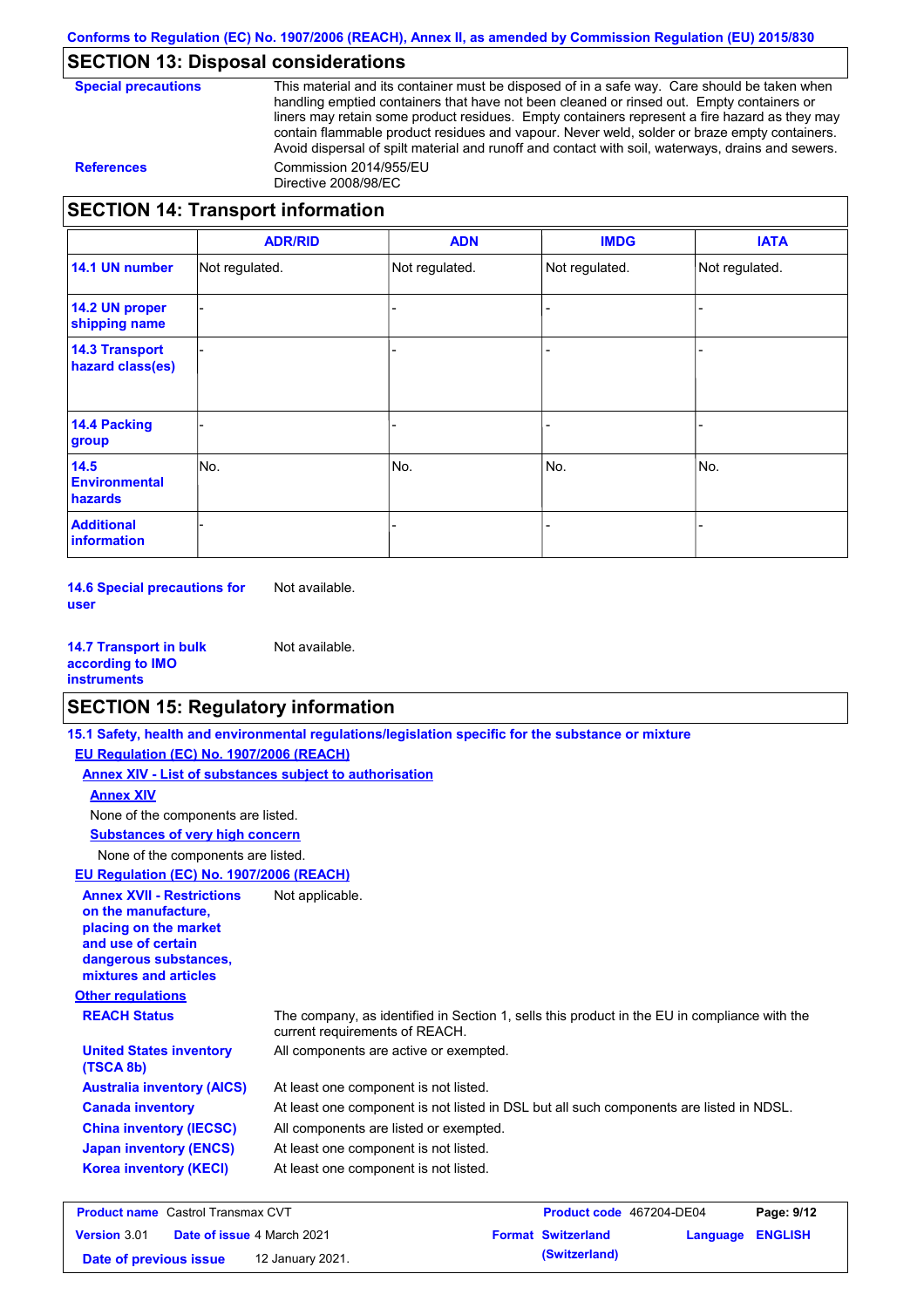## SECTION 13: Disposal considerations

**Special precautions** This material and its container must be disposed of in a safe way. Care should be taken when handling emptied containers that have not been cleaned or rinsed out. Empty containers or liners may retain some product residues. Empty containers represent a fire hazard as they may contain flammable product residues and vapour. Never weld, solder or braze empty containers. Avoid dispersal of spilt material and runoff and contact with soil, waterways, drains and sewers.

**References** Commission 2014/955/EU
Directive 2008/98/EC

## SECTION 14: Transport information

| | ADR/RID | ADN | IMDG | IATA |
|---|---|---|---|---|
| **14.1 UN number** | Not regulated. | Not regulated. | Not regulated. | Not regulated. |
| **14.2 UN proper shipping name** | - | - | - | - |
| **14.3 Transport hazard class(es)** | - | - | - | - |
| **14.4 Packing group** | - | - | - | - |
| **14.5 Environmental hazards** | No. | No. | No. | No. |
| **Additional information** | - | - | - | - |

**14.6 Special precautions for user** Not available.

**14.7 Transport in bulk according to IMO instruments** Not available.

## SECTION 15: Regulatory information

**15.1 Safety, health and environmental regulations/legislation specific for the substance or mixture**

**EU Regulation (EC) No. 1907/2006 (REACH)**

**Annex XIV - List of substances subject to authorisation**

**Annex XIV**

None of the components are listed.

**Substances of very high concern**

None of the components are listed.

**EU Regulation (EC) No. 1907/2006 (REACH)**

**Annex XVII - Restrictions on the manufacture, placing on the market and use of certain dangerous substances, mixtures and articles** Not applicable.

**Other regulations**

**REACH Status** The company, as identified in Section 1, sells this product in the EU in compliance with the current requirements of REACH.

**United States inventory (TSCA 8b)** All components are active or exempted.

**Australia inventory (AICS)** At least one component is not listed.

**Canada inventory** At least one component is not listed in DSL but all such components are listed in NDSL.

**China inventory (IECSC)** All components are listed or exempted.

**Japan inventory (ENCS)** At least one component is not listed.

**Korea inventory (KECI)** At least one component is not listed.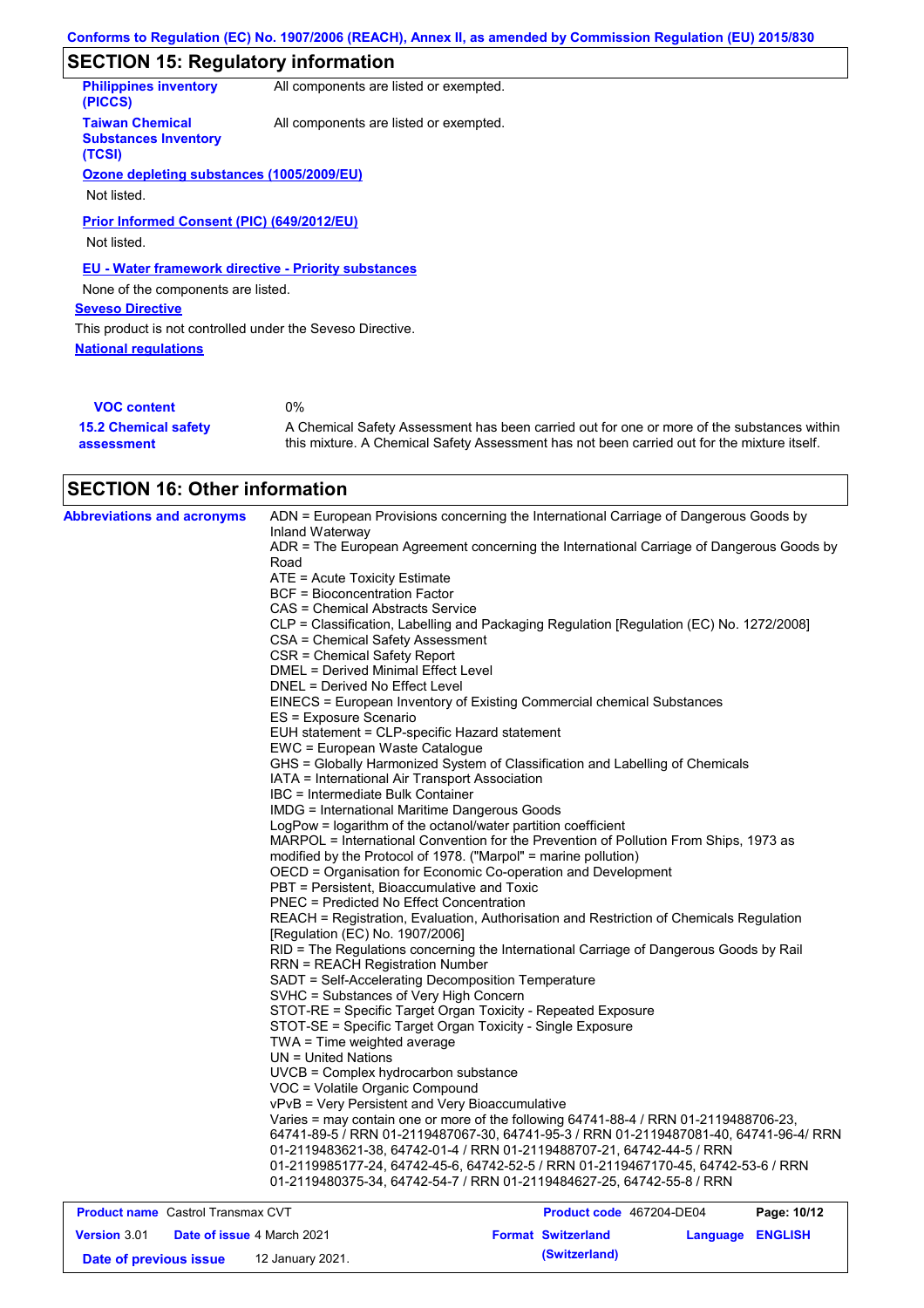## SECTION 15: Regulatory information

**Philippines inventory (PICCS)** All components are listed or exempted.

**Taiwan Chemical Substances Inventory (TCSI)** All components are listed or exempted.

**Ozone depleting substances (1005/2009/EU)**

Not listed.

**Prior Informed Consent (PIC) (649/2012/EU)**

Not listed.

**EU - Water framework directive - Priority substances**

None of the components are listed.

**Seveso Directive**

This product is not controlled under the Seveso Directive.

**National regulations**

**VOC content** 0%

**15.2 Chemical safety assessment** A Chemical Safety Assessment has been carried out for one or more of the substances within this mixture. A Chemical Safety Assessment has not been carried out for the mixture itself.

## SECTION 16: Other information

**Abbreviations and acronyms**

ADN = European Provisions concerning the International Carriage of Dangerous Goods by Inland Waterway
ADR = The European Agreement concerning the International Carriage of Dangerous Goods by Road
ATE = Acute Toxicity Estimate
BCF = Bioconcentration Factor
CAS = Chemical Abstracts Service
CLP = Classification, Labelling and Packaging Regulation [Regulation (EC) No. 1272/2008]
CSA = Chemical Safety Assessment
CSR = Chemical Safety Report
DMEL = Derived Minimal Effect Level
DNEL = Derived No Effect Level
EINECS = European Inventory of Existing Commercial chemical Substances
ES = Exposure Scenario
EUH statement = CLP-specific Hazard statement
EWC = European Waste Catalogue
GHS = Globally Harmonized System of Classification and Labelling of Chemicals
IATA = International Air Transport Association
IBC = Intermediate Bulk Container
IMDG = International Maritime Dangerous Goods
LogPow = logarithm of the octanol/water partition coefficient
MARPOL = International Convention for the Prevention of Pollution From Ships, 1973 as modified by the Protocol of 1978. ("Marpol" = marine pollution)
OECD = Organisation for Economic Co-operation and Development
PBT = Persistent, Bioaccumulative and Toxic
PNEC = Predicted No Effect Concentration
REACH = Registration, Evaluation, Authorisation and Restriction of Chemicals Regulation [Regulation (EC) No. 1907/2006]
RID = The Regulations concerning the International Carriage of Dangerous Goods by Rail
RRN = REACH Registration Number
SADT = Self-Accelerating Decomposition Temperature
SVHC = Substances of Very High Concern
STOT-RE = Specific Target Organ Toxicity - Repeated Exposure
STOT-SE = Specific Target Organ Toxicity - Single Exposure
TWA = Time weighted average
UN = United Nations
UVCB = Complex hydrocarbon substance
VOC = Volatile Organic Compound
vPvB = Very Persistent and Very Bioaccumulative
Varies = may contain one or more of the following 64741-88-4 / RRN 01-2119488706-23, 64741-89-5 / RRN 01-2119487067-30, 64741-95-3 / RRN 01-2119487081-40, 64741-96-4/ RRN 01-2119483621-38, 64742-01-4 / RRN 01-2119488707-21, 64742-44-5 / RRN 01-2119985177-24, 64742-45-6, 64742-52-5 / RRN 01-2119467170-45, 64742-53-6 / RRN 01-2119480375-34, 64742-54-7 / RRN 01-2119484627-25, 64742-55-8 / RRN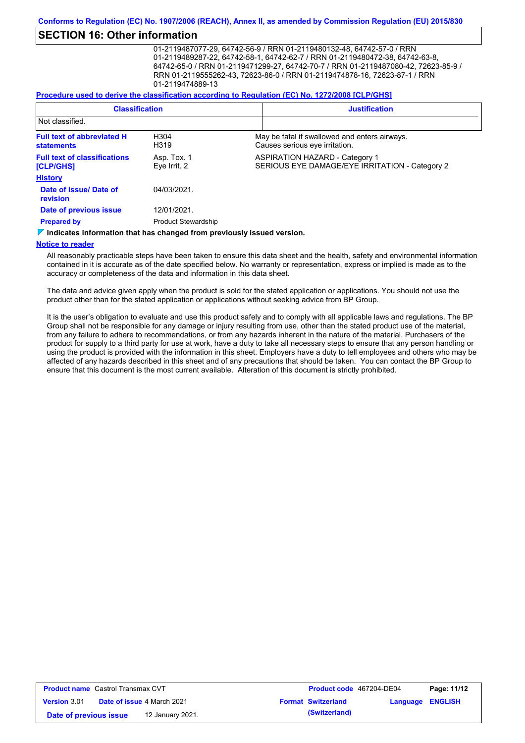## SECTION 16: Other information

01-2119487077-29, 64742-56-9 / RRN 01-2119480132-48, 64742-57-0 / RRN 01-2119489287-22, 64742-58-1, 64742-62-7 / RRN 01-2119480472-38, 64742-63-8, 64742-65-0 / RRN 01-2119471299-27, 64742-70-7 / RRN 01-2119487080-42, 72623-85-9 / RRN 01-2119555262-43, 72623-86-0 / RRN 01-2119474878-16, 72623-87-1 / RRN 01-2119474889-13

**Procedure used to derive the classification according to Regulation (EC) No. 1272/2008 [CLP/GHS]**

| Classification | Justification |
| --- | --- |
| Not classified. | |

| | | |
| --- | --- | --- |
| **Full text of abbreviated H statements** | H304<br>H319 | May be fatal if swallowed and enters airways.<br>Causes serious eye irritation. |
| **Full text of classifications [CLP/GHS]** | Asp. Tox. 1<br>Eye Irrit. 2 | ASPIRATION HAZARD - Category 1<br>SERIOUS EYE DAMAGE/EYE IRRITATION - Category 2 |

**History**

| | |
| --- | --- |
| **Date of issue/ Date of revision** | 04/03/2021. |
| **Date of previous issue** | 12/01/2021. |
| **Prepared by** | Product Stewardship |

**Indicates information that has changed from previously issued version.**

**Notice to reader**

All reasonably practicable steps have been taken to ensure this data sheet and the health, safety and environmental information contained in it is accurate as of the date specified below. No warranty or representation, express or implied is made as to the accuracy or completeness of the data and information in this data sheet.

The data and advice given apply when the product is sold for the stated application or applications. You should not use the product other than for the stated application or applications without seeking advice from BP Group.

It is the user's obligation to evaluate and use this product safely and to comply with all applicable laws and regulations. The BP Group shall not be responsible for any damage or injury resulting from use, other than the stated product use of the material, from any failure to adhere to recommendations, or from any hazards inherent in the nature of the material. Purchasers of the product for supply to a third party for use at work, have a duty to take all necessary steps to ensure that any person handling or using the product is provided with the information in this sheet. Employers have a duty to tell employees and others who may be affected of any hazards described in this sheet and of any precautions that should be taken. You can contact the BP Group to ensure that this document is the most current available. Alteration of this document is strictly prohibited.